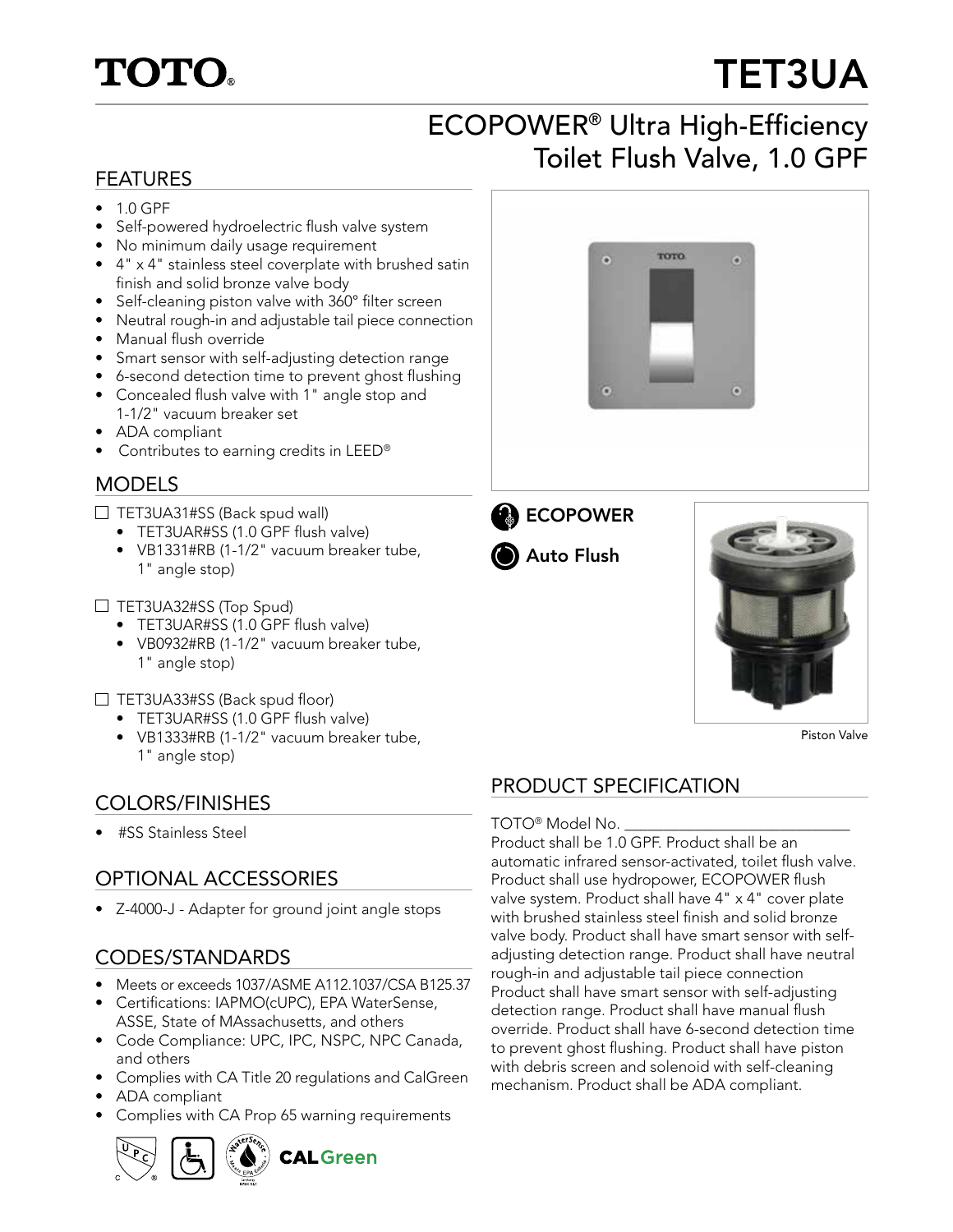# TOTO

# TET3UA

## ECOPOWER® Ultra High-Efficiency Toilet Flush Valve, 1.0 GPF

## FEATURES

- 1.0 GPF
- Self-powered hydroelectric flush valve system
- No minimum daily usage requirement
- 4" x 4" stainless steel coverplate with brushed satin finish and solid bronze valve body
- Self-cleaning piston valve with 360° filter screen
- Neutral rough-in and adjustable tail piece connection
- Manual flush override
- Smart sensor with self-adjusting detection range
- 6-second detection time to prevent ghost flushing
- Concealed flush valve with 1" angle stop and 1-1/2" vacuum breaker set
- ADA compliant
- Contributes to earning credits in LEED®

## MODELS

- ☐ TET3UA31#SS (Back spud wall)
  - TET3UAR#SS (1.0 GPF flush valve)
  - VB1331#RB (1-1/2" vacuum breaker tube, 1" angle stop)
- ☐ TET3UA32#SS (Top Spud)
  - TET3UAR#SS (1.0 GPF flush valve)
  - VB0932#RB (1-1/2" vacuum breaker tube, 1" angle stop)
- ☐ TET3UA33#SS (Back spud floor)
  - TET3UAR#SS (1.0 GPF flush valve)
  - VB1333#RB (1-1/2" vacuum breaker tube, 1" angle stop)

## COLORS/FINISHES

- #SS Stainless Steel

## OPTIONAL ACCESSORIES

- Z-4000-J - Adapter for ground joint angle stops

## CODES/STANDARDS

- Meets or exceeds 1037/ASME A112.1037/CSA B125.37
- Certifications: IAPMO(cUPC), EPA WaterSense, ASSE, State of MAssachusetts, and others
- Code Compliance: UPC, IPC, NSPC, NPC Canada, and others
- Complies with CA Title 20 regulations and CalGreen
- ADA compliant
- Complies with CA Prop 65 warning requirements

CALGreen

**ECOPOWER**

**Auto Flush**

Piston Valve

## PRODUCT SPECIFICATION

TOTO® Model No. ______________________________

Product shall be 1.0 GPF. Product shall be an automatic infrared sensor-activated, toilet flush valve. Product shall use hydropower, ECOPOWER flush valve system. Product shall have 4" x 4" cover plate with brushed stainless steel finish and solid bronze valve body. Product shall have smart sensor with self-adjusting detection range. Product shall have neutral rough-in and adjustable tail piece connection Product shall have smart sensor with self-adjusting detection range. Product shall have manual flush override. Product shall have 6-second detection time to prevent ghost flushing. Product shall have piston with debris screen and solenoid with self-cleaning mechanism. Product shall be ADA compliant.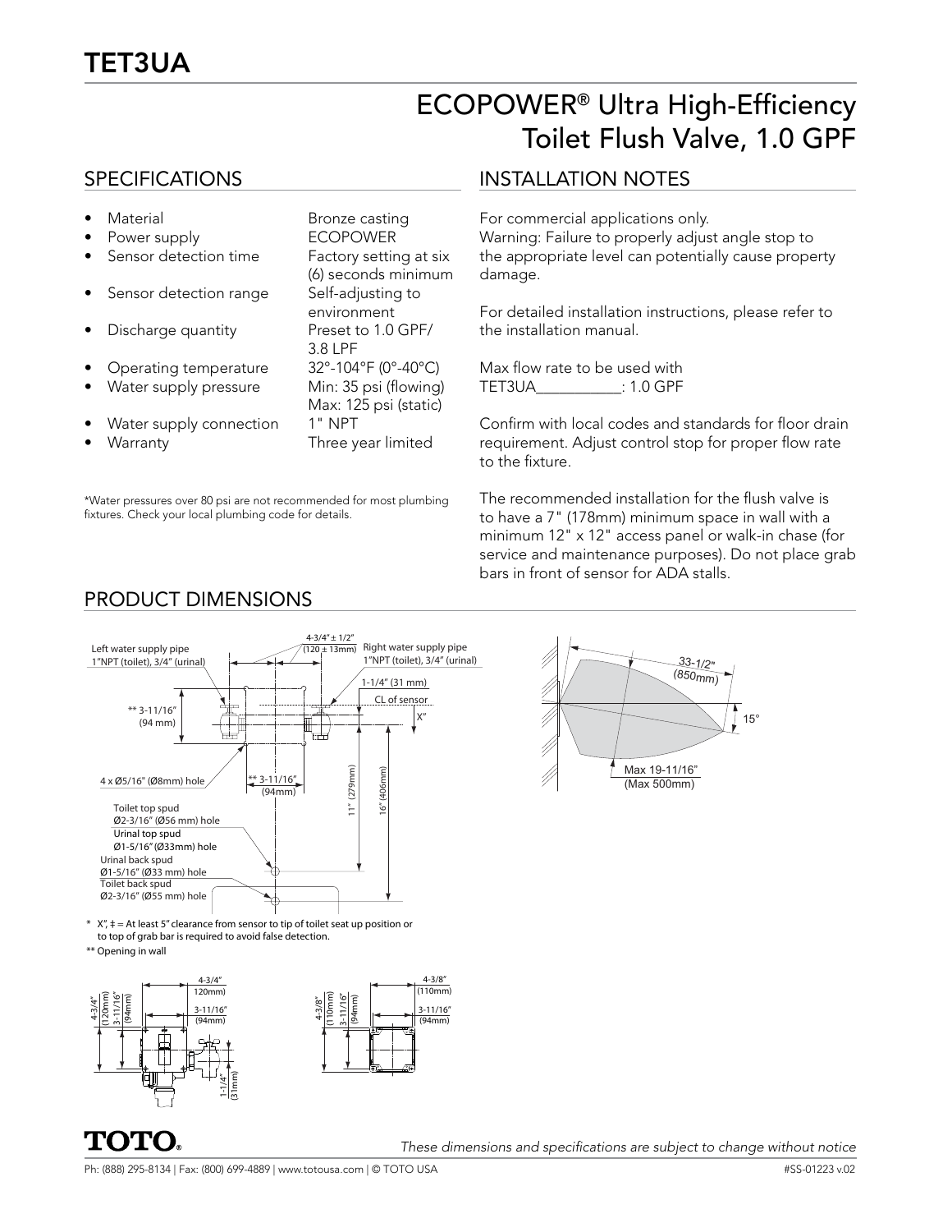# TET3UA

## ECOPOWER® Ultra High-Efficiency Toilet Flush Valve, 1.0 GPF

## SPECIFICATIONS

- Material — Bronze casting
- Power supply — ECOPOWER
- Sensor detection time — Factory setting at six (6) seconds minimum
- Sensor detection range — Self-adjusting to environment
- Discharge quantity — Preset to 1.0 GPF/ 3.8 LPF
- Operating temperature — 32°-104°F (0°-40°C)
- Water supply pressure — Min: 35 psi (flowing) Max: 125 psi (static)
- Water supply connection — 1" NPT
- Warranty — Three year limited

*Water pressures over 80 psi are not recommended for most plumbing fixtures. Check your local plumbing code for details.

## INSTALLATION NOTES

For commercial applications only.
Warning: Failure to properly adjust angle stop to the appropriate level can potentially cause property damage.

For detailed installation instructions, please refer to the installation manual.

Max flow rate to be used with TET3UA___________: 1.0 GPF

Confirm with local codes and standards for floor drain requirement. Adjust control stop for proper flow rate to the fixture.

The recommended installation for the flush valve is to have a 7" (178mm) minimum space in wall with a minimum 12" x 12" access panel or walk-in chase (for service and maintenance purposes). Do not place grab bars in front of sensor for ADA stalls.

## PRODUCT DIMENSIONS

4-3/4" ± 1/2" (120 ± 13mm)
Left water supply pipe 1"NPT (toilet), 3/4" (urinal)
Right water supply pipe 1"NPT (toilet), 3/4" (urinal)
1-1/4" (31 mm)
CL of sensor
X"
** 3-11/16" (94 mm)
4 x Ø5/16" (Ø8mm) hole
** 3-11/16" (94mm)
11" (279mm)
16" (406mm)
Toilet top spud Ø2-3/16" (Ø56 mm) hole
Urinal top spud Ø1-5/16" (Ø33mm) hole
Urinal back spud Ø1-5/16" (Ø33 mm) hole
Toilet back spud Ø2-3/16" (Ø55 mm) hole

\* X", ‡ = At least 5" clearance from sensor to tip of toilet seat up position or to top of grab bar is required to avoid false detection.
** Opening in wall

33-1/2" (850mm)
15°
Max 19-11/16" (Max 500mm)

4-3/4" 120mm
3-11/16" (94mm)
4-3/4" (120mm)
3-11/16" (94mm)
1-1/4" (31mm)

4-3/8" (110mm)
3-11/16" (94mm)
4-3/8" (110mm)
3-11/16" (94mm)

*These dimensions and specifications are subject to change without notice*

Ph: (888) 295-8134 | Fax: (800) 699-4889 | www.totousa.com | © TOTO USA

#SS-01223 v.02